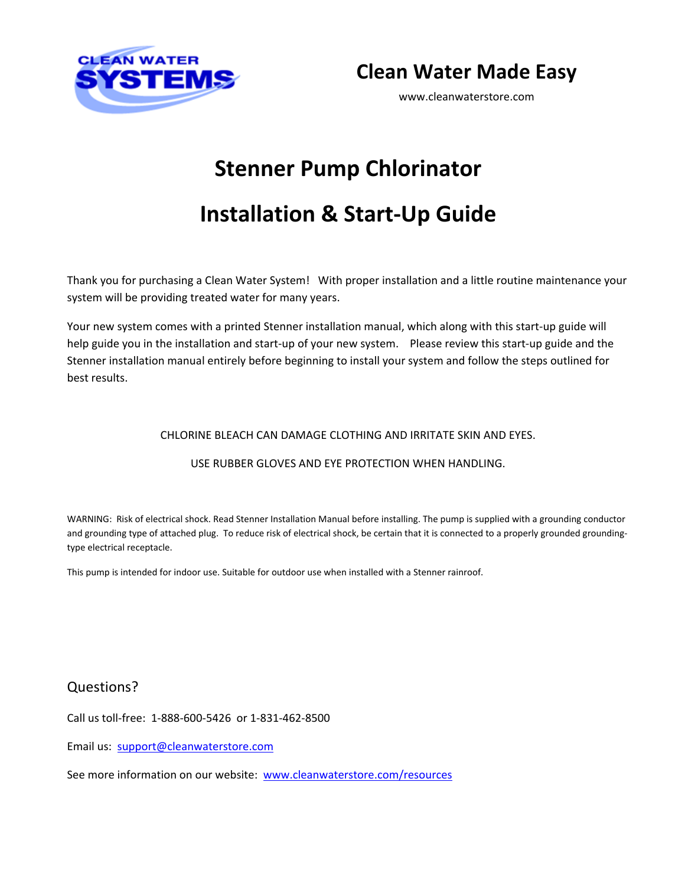CLEAN WATER SYSTEMS

**Clean Water Made Easy**

www.cleanwaterstore.com

# Stenner Pump Chlorinator

# Installation & Start-Up Guide

Thank you for purchasing a Clean Water System! With proper installation and a little routine maintenance your system will be providing treated water for many years.

Your new system comes with a printed Stenner installation manual, which along with this start-up guide will help guide you in the installation and start-up of your new system. Please review this start-up guide and the Stenner installation manual entirely before beginning to install your system and follow the steps outlined for best results.

CHLORINE BLEACH CAN DAMAGE CLOTHING AND IRRITATE SKIN AND EYES.

USE RUBBER GLOVES AND EYE PROTECTION WHEN HANDLING.

WARNING: Risk of electrical shock. Read Stenner Installation Manual before installing. The pump is supplied with a grounding conductor and grounding type of attached plug. To reduce risk of electrical shock, be certain that it is connected to a properly grounded grounding-type electrical receptacle.

This pump is intended for indoor use. Suitable for outdoor use when installed with a Stenner rainroof.

## Questions?

Call us toll-free: 1-888-600-5426 or 1-831-462-8500

Email us: support@cleanwaterstore.com

See more information on our website: www.cleanwaterstore.com/resources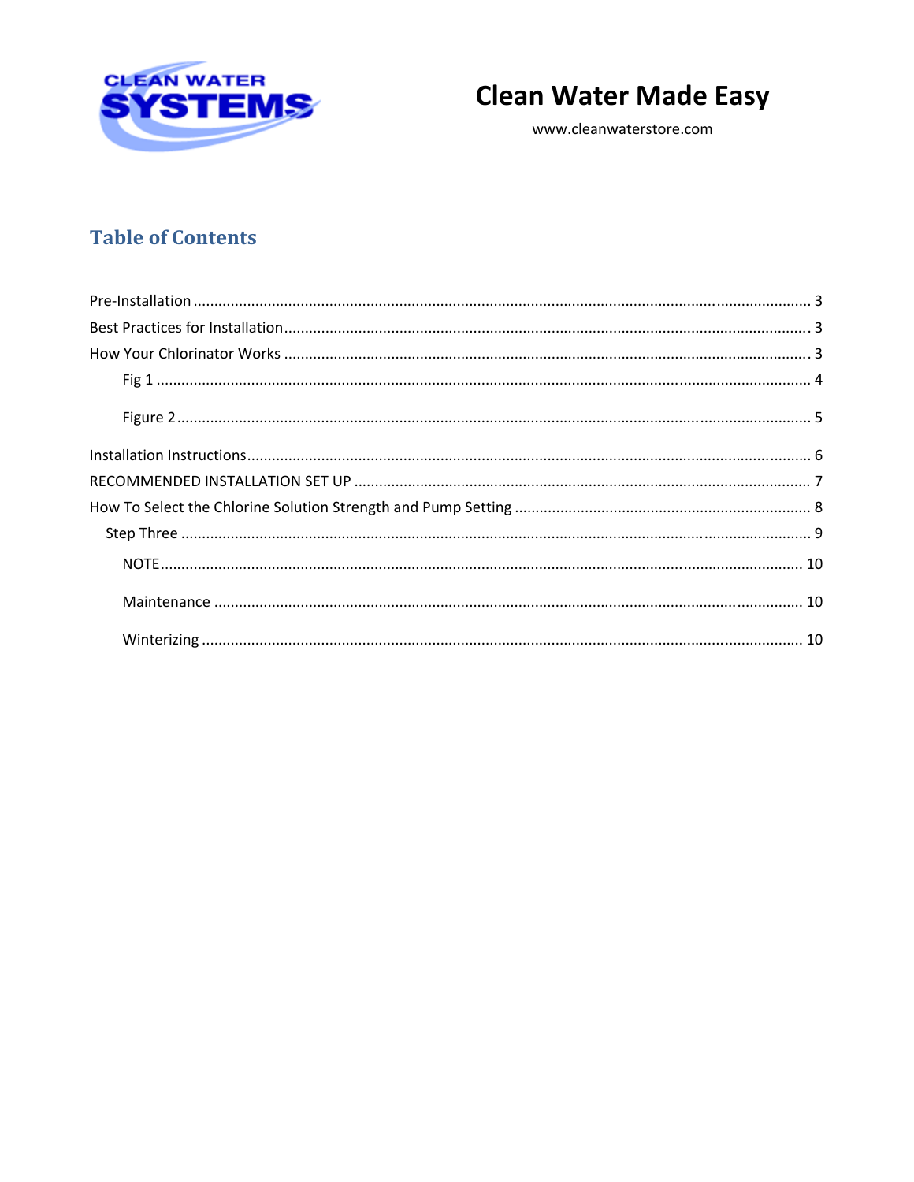# Clean Water Made Easy

www.cleanwaterstore.com

## Table of Contents

Pre-Installation ........................................................................................................................ 3

Best Practices for Installation ..................................................................................................... 3

How Your Chlorinator Works ..................................................................................................... 3

- Fig 1 ........................................................................................................................................ 4
- Figure 2 .................................................................................................................................... 5

Installation Instructions ............................................................................................................... 6

RECOMMENDED INSTALLATION SET UP .............................................................................. 7

How To Select the Chlorine Solution Strength and Pump Setting ............................................. 8

- Step Three ................................................................................................................................ 9
  - NOTE ................................................................................................................................ 10
  - Maintenance ..................................................................................................................... 10
  - Winterizing ....................................................................................................................... 10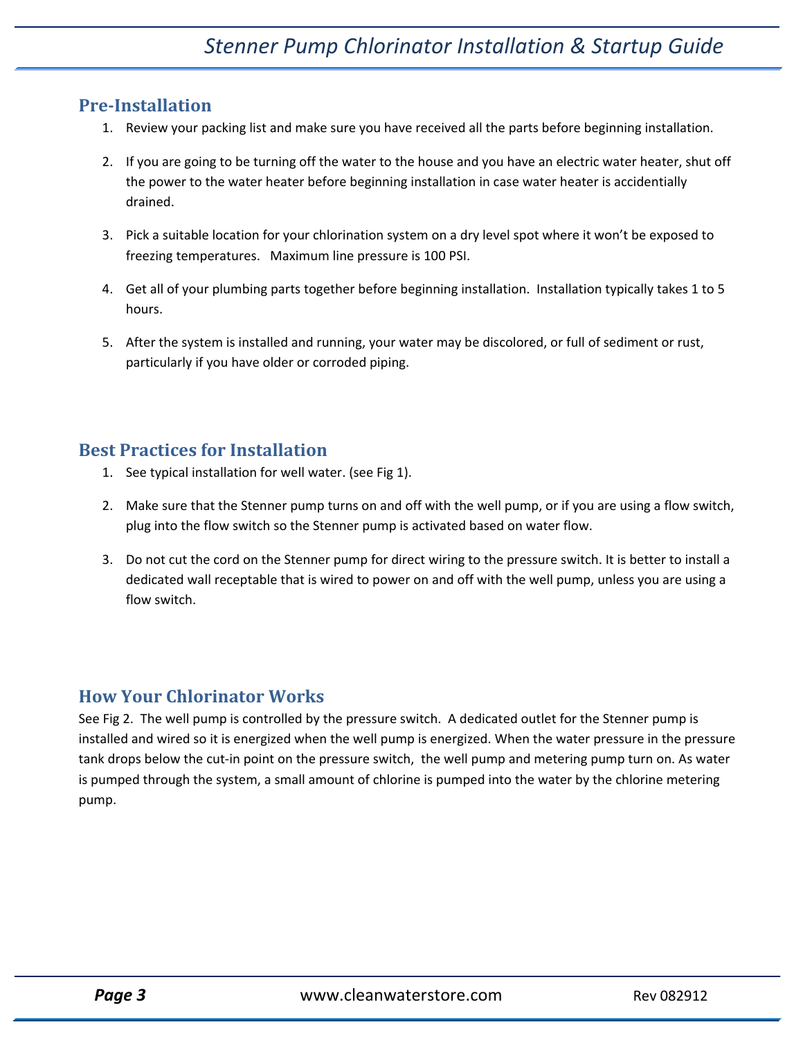## Pre-Installation

1. Review your packing list and make sure you have received all the parts before beginning installation.

2. If you are going to be turning off the water to the house and you have an electric water heater, shut off the power to the water heater before beginning installation in case water heater is accidentially drained.

3. Pick a suitable location for your chlorination system on a dry level spot where it won't be exposed to freezing temperatures. Maximum line pressure is 100 PSI.

4. Get all of your plumbing parts together before beginning installation. Installation typically takes 1 to 5 hours.

5. After the system is installed and running, your water may be discolored, or full of sediment or rust, particularly if you have older or corroded piping.

## Best Practices for Installation

1. See typical installation for well water. (see Fig 1).

2. Make sure that the Stenner pump turns on and off with the well pump, or if you are using a flow switch, plug into the flow switch so the Stenner pump is activated based on water flow.

3. Do not cut the cord on the Stenner pump for direct wiring to the pressure switch. It is better to install a dedicated wall receptable that is wired to power on and off with the well pump, unless you are using a flow switch.

## How Your Chlorinator Works

See Fig 2. The well pump is controlled by the pressure switch. A dedicated outlet for the Stenner pump is installed and wired so it is energized when the well pump is energized. When the water pressure in the pressure tank drops below the cut-in point on the pressure switch, the well pump and metering pump turn on. As water is pumped through the system, a small amount of chlorine is pumped into the water by the chlorine metering pump.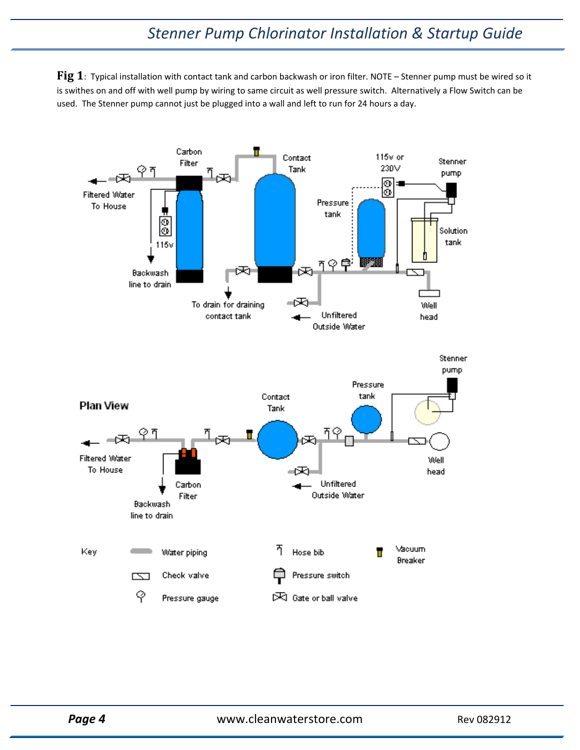**Fig 1**: Typical installation with contact tank and carbon backwash or iron filter. NOTE – Stenner pump must be wired so it is swithes on and off with well pump by wiring to same circuit as well pressure switch. Alternatively a Flow Switch can be used. The Stenner pump cannot just be plugged into a wall and left to run for 24 hours a day.

Carbon Filter, Contact Tank, 115v or 230V, Stenner pump, Pressure tank, Solution tank, Filtered Water To House, 115v, Backwash line to drain, To drain for draining contact tank, Unfiltered Outside Water, Well head

**Plan View**

Stenner pump, Pressure tank, Contact Tank, Filtered Water To House, Carbon Filter, Backwash line to drain, Unfiltered Outside Water, Well head

Key

- Water piping
- Check valve
- Pressure gauge
- Hose bib
- Pressure switch
- Gate or ball valve
- Vacuum Breaker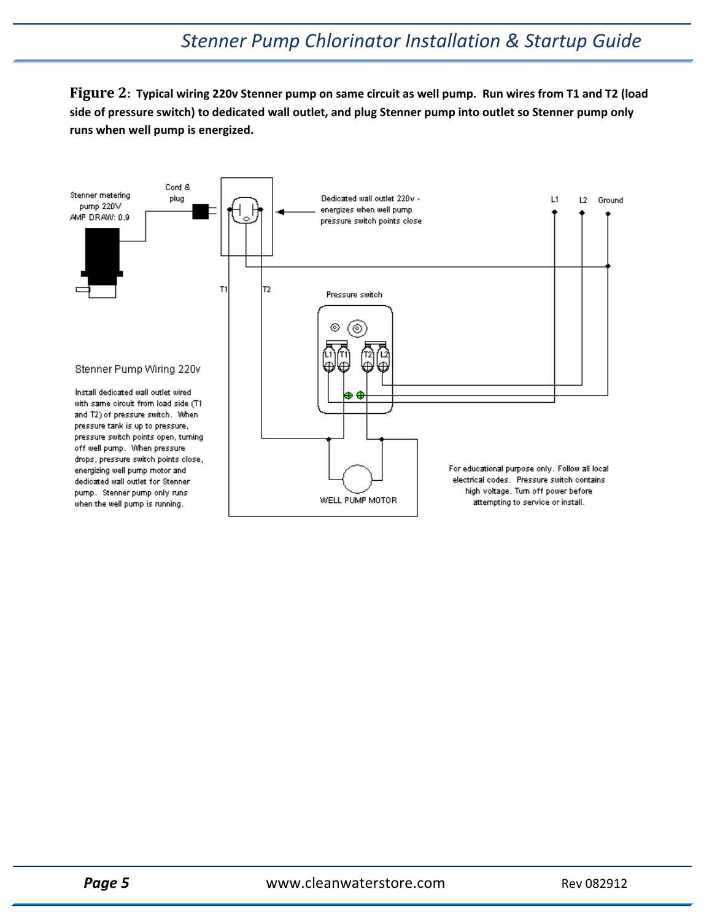**Figure 2**: **Typical wiring 220v Stenner pump on same circuit as well pump. Run wires from T1 and T2 (load side of pressure switch) to dedicated wall outlet, and plug Stenner pump into outlet so Stenner pump only runs when well pump is energized.**

Stenner metering pump 220V AMP DRAW: 0.9

Cord & plug

Dedicated wall outlet 220v - energizes when well pump pressure switch points close

L1 L2 Ground

T1 T2

Pressure switch

L1 T1 T2 L2

WELL PUMP MOTOR

Stenner Pump Wiring 220v

Install dedicated wall outlet wired with same circuit from load side (T1 and T2) of pressure switch. When pressure tank is up to pressure, pressure switch points open, turning off well pump. When pressure drops, pressure switch points close, energizing well pump motor and dedicated wall outlet for Stenner pump. Stenner pump only runs when the well pump is running.

For educational purpose only. Follow all local electrical codes. Pressure switch contains high voltage. Turn off power before attempting to service or install.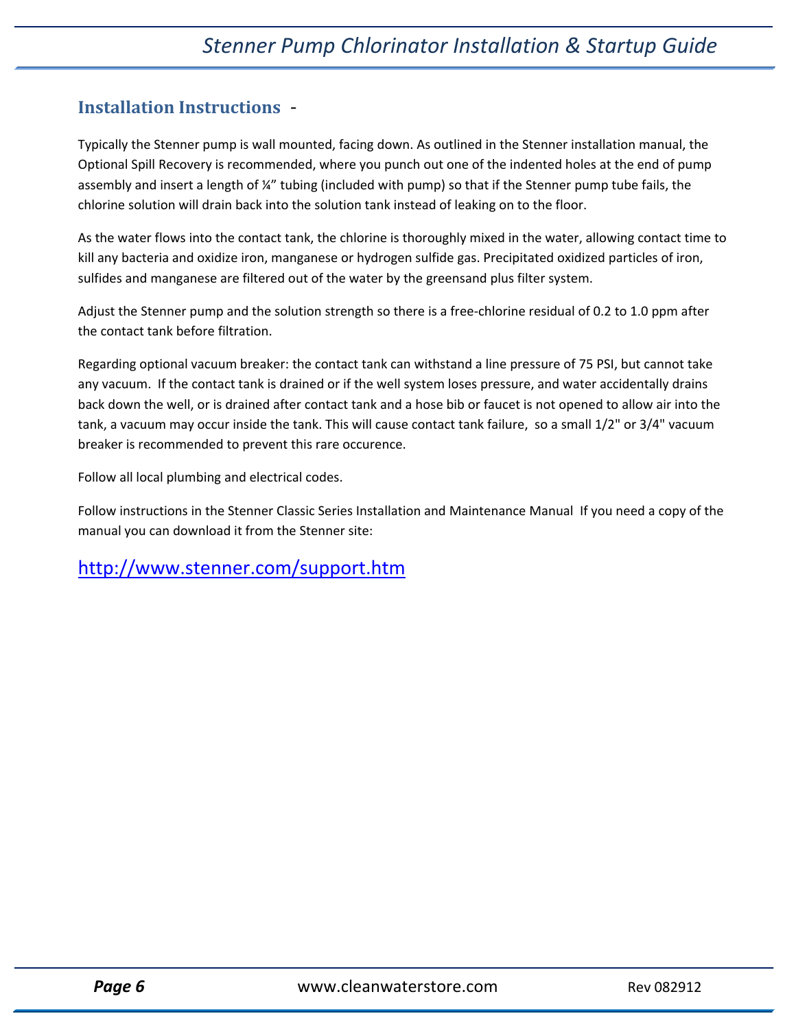## Installation Instructions -

Typically the Stenner pump is wall mounted, facing down. As outlined in the Stenner installation manual, the Optional Spill Recovery is recommended, where you punch out one of the indented holes at the end of pump assembly and insert a length of ¼" tubing (included with pump) so that if the Stenner pump tube fails, the chlorine solution will drain back into the solution tank instead of leaking on to the floor.

As the water flows into the contact tank, the chlorine is thoroughly mixed in the water, allowing contact time to kill any bacteria and oxidize iron, manganese or hydrogen sulfide gas. Precipitated oxidized particles of iron, sulfides and manganese are filtered out of the water by the greensand plus filter system.

Adjust the Stenner pump and the solution strength so there is a free-chlorine residual of 0.2 to 1.0 ppm after the contact tank before filtration.

Regarding optional vacuum breaker: the contact tank can withstand a line pressure of 75 PSI, but cannot take any vacuum. If the contact tank is drained or if the well system loses pressure, and water accidentally drains back down the well, or is drained after contact tank and a hose bib or faucet is not opened to allow air into the tank, a vacuum may occur inside the tank. This will cause contact tank failure, so a small 1/2" or 3/4" vacuum breaker is recommended to prevent this rare occurence.

Follow all local plumbing and electrical codes.

Follow instructions in the Stenner Classic Series Installation and Maintenance Manual If you need a copy of the manual you can download it from the Stenner site:

http://www.stenner.com/support.htm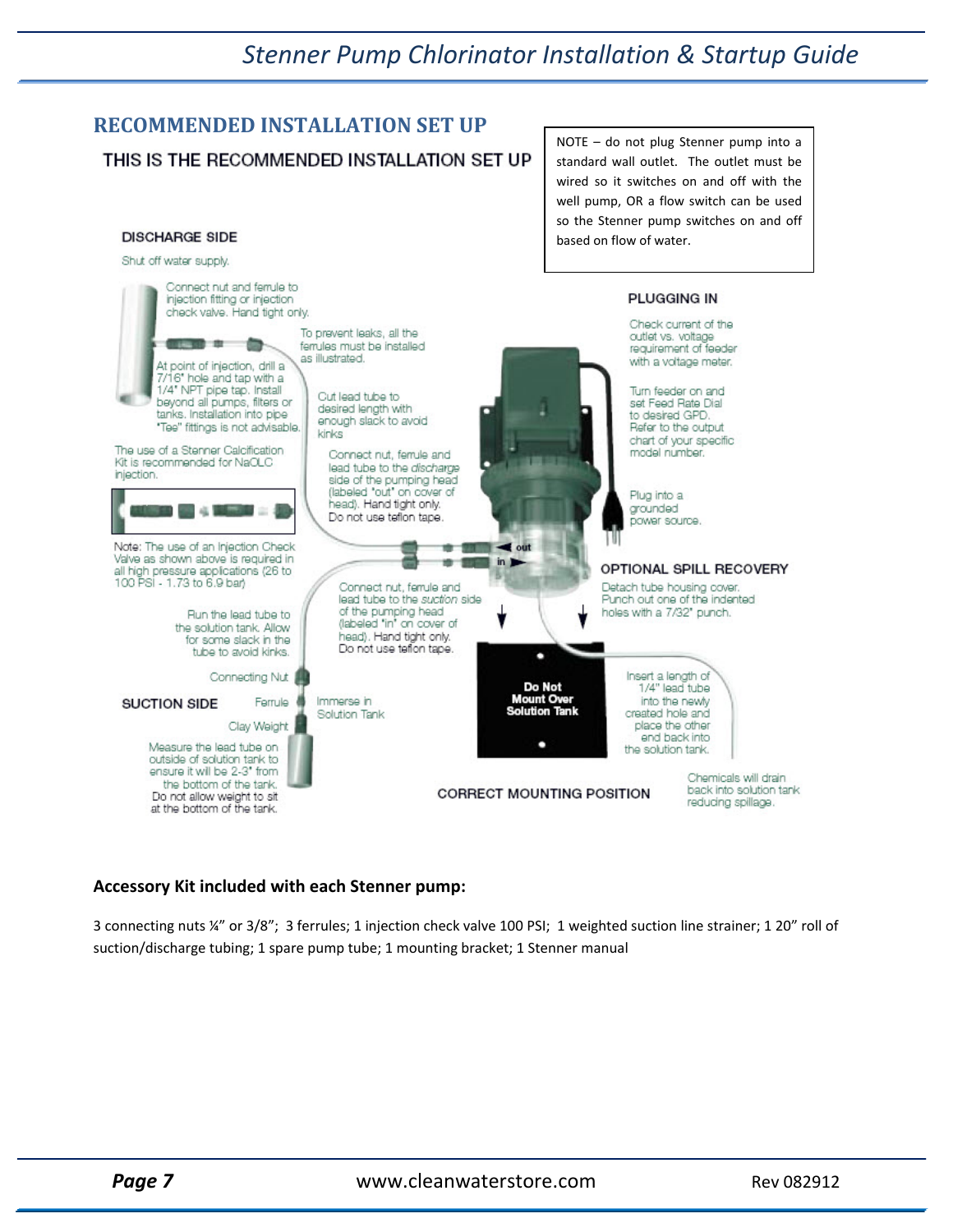## RECOMMENDED INSTALLATION SET UP

NOTE – do not plug Stenner pump into a standard wall outlet. The outlet must be wired so it switches on and off with the well pump, OR a flow switch can be used so the Stenner pump switches on and off based on flow of water.

THIS IS THE RECOMMENDED INSTALLATION SET UP

**DISCHARGE SIDE**

Shut off water supply.

Connect nut and ferrule to injection fitting or injection check valve. Hand tight only.

To prevent leaks, all the ferrules must be installed as illustrated.

At point of injection, drill a 7/16" hole and tap with a 1/4" NPT pipe tap. Install beyond all pumps, filters or tanks. Installation into pipe "Tee" fittings is not advisable.

Cut lead tube to desired length with enough slack to avoid kinks

The use of a Stenner Calcification Kit is recommended for NaOLC injection.

Connect nut, ferrule and lead tube to the *discharge* side of the pumping head (labeled "out" on cover of head). Hand tight only. Do not use teflon tape.

Note: The use of an Injection Check Valve as shown above is required in all high pressure applications (26 to 100 PSI - 1.73 to 6.9 bar)

Connect nut, ferrule and lead tube to the *suction* side of the pumping head (labeled "in" on cover of head). Hand tight only. Do not use teflon tape.

Run the lead tube to the solution tank. Allow for some slack in the tube to avoid kinks.

**SUCTION SIDE**

Connecting Nut

Ferrule

Clay Weight

Immerse in Solution Tank

Measure the lead tube on outside of solution tank to ensure it will be 2-3" from the bottom of the tank. Do not allow weight to sit at the bottom of the tank.

**PLUGGING IN**

Check current of the outlet vs. voltage requirement of feeder with a voltage meter.

Turn feeder on and set Feed Rate Dial to desired GPD. Refer to the output chart of your specific model number.

Plug into a grounded power source.

out

in

**OPTIONAL SPILL RECOVERY**

Detach tube housing cover. Punch out one of the indented holes with a 7/32" punch.

**Do Not Mount Over Solution Tank**

Insert a length of 1/4" lead tube into the newly created hole and place the other end back into the solution tank.

**CORRECT MOUNTING POSITION**

Chemicals will drain back into solution tank reducing spillage.

**Accessory Kit included with each Stenner pump:**

3 connecting nuts ¼" or 3/8"; 3 ferrules; 1 injection check valve 100 PSI; 1 weighted suction line strainer; 1 20" roll of suction/discharge tubing; 1 spare pump tube; 1 mounting bracket; 1 Stenner manual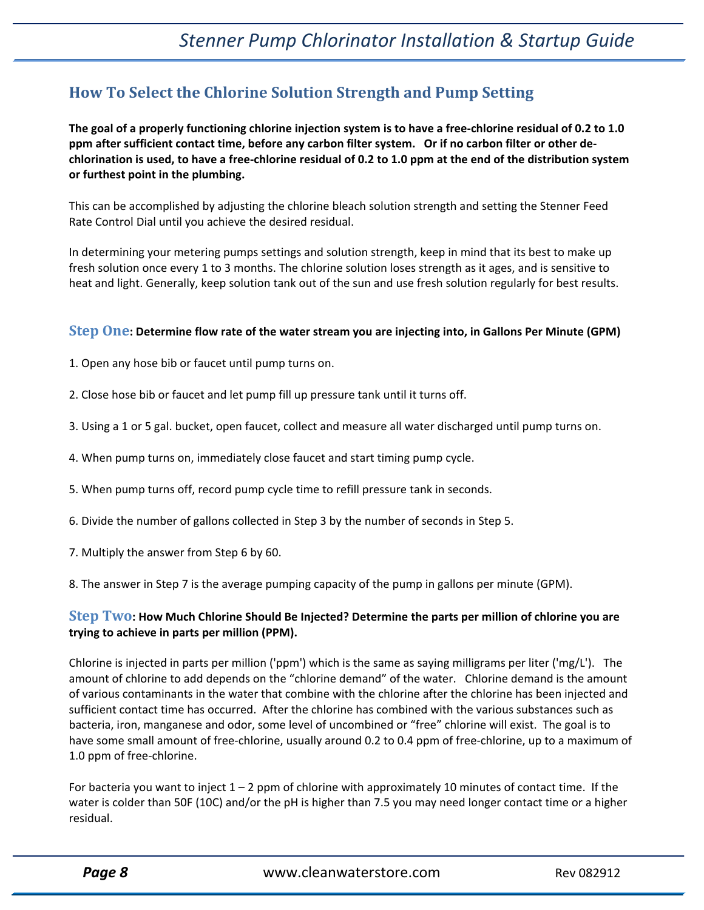## How To Select the Chlorine Solution Strength and Pump Setting

**The goal of a properly functioning chlorine injection system is to have a free-chlorine residual of 0.2 to 1.0 ppm after sufficient contact time, before any carbon filter system. Or if no carbon filter or other de-chlorination is used, to have a free-chlorine residual of 0.2 to 1.0 ppm at the end of the distribution system or furthest point in the plumbing.**

This can be accomplished by adjusting the chlorine bleach solution strength and setting the Stenner Feed Rate Control Dial until you achieve the desired residual.

In determining your metering pumps settings and solution strength, keep in mind that its best to make up fresh solution once every 1 to 3 months. The chlorine solution loses strength as it ages, and is sensitive to heat and light. Generally, keep solution tank out of the sun and use fresh solution regularly for best results.

### Step One: Determine flow rate of the water stream you are injecting into, in Gallons Per Minute (GPM)

1. Open any hose bib or faucet until pump turns on.

2. Close hose bib or faucet and let pump fill up pressure tank until it turns off.

3. Using a 1 or 5 gal. bucket, open faucet, collect and measure all water discharged until pump turns on.

4. When pump turns on, immediately close faucet and start timing pump cycle.

5. When pump turns off, record pump cycle time to refill pressure tank in seconds.

6. Divide the number of gallons collected in Step 3 by the number of seconds in Step 5.

7. Multiply the answer from Step 6 by 60.

8. The answer in Step 7 is the average pumping capacity of the pump in gallons per minute (GPM).

### Step Two: How Much Chlorine Should Be Injected? Determine the parts per million of chlorine you are trying to achieve in parts per million (PPM).

Chlorine is injected in parts per million ('ppm') which is the same as saying milligrams per liter ('mg/L'). The amount of chlorine to add depends on the "chlorine demand" of the water. Chlorine demand is the amount of various contaminants in the water that combine with the chlorine after the chlorine has been injected and sufficient contact time has occurred. After the chlorine has combined with the various substances such as bacteria, iron, manganese and odor, some level of uncombined or "free" chlorine will exist. The goal is to have some small amount of free-chlorine, usually around 0.2 to 0.4 ppm of free-chlorine, up to a maximum of 1.0 ppm of free-chlorine.

For bacteria you want to inject 1 – 2 ppm of chlorine with approximately 10 minutes of contact time. If the water is colder than 50F (10C) and/or the pH is higher than 7.5 you may need longer contact time or a higher residual.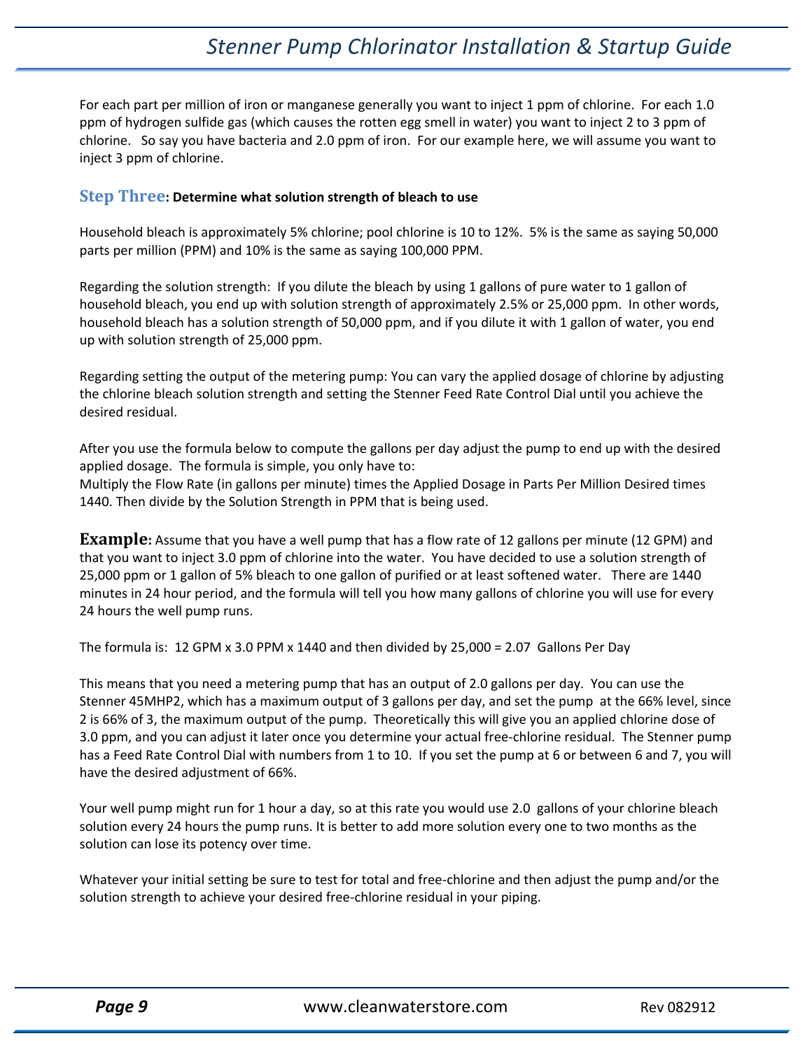For each part per million of iron or manganese generally you want to inject 1 ppm of chlorine. For each 1.0 ppm of hydrogen sulfide gas (which causes the rotten egg smell in water) you want to inject 2 to 3 ppm of chlorine. So say you have bacteria and 2.0 ppm of iron. For our example here, we will assume you want to inject 3 ppm of chlorine.

### Step Three: Determine what solution strength of bleach to use

Household bleach is approximately 5% chlorine; pool chlorine is 10 to 12%. 5% is the same as saying 50,000 parts per million (PPM) and 10% is the same as saying 100,000 PPM.

Regarding the solution strength: If you dilute the bleach by using 1 gallons of pure water to 1 gallon of household bleach, you end up with solution strength of approximately 2.5% or 25,000 ppm. In other words, household bleach has a solution strength of 50,000 ppm, and if you dilute it with 1 gallon of water, you end up with solution strength of 25,000 ppm.

Regarding setting the output of the metering pump: You can vary the applied dosage of chlorine by adjusting the chlorine bleach solution strength and setting the Stenner Feed Rate Control Dial until you achieve the desired residual.

After you use the formula below to compute the gallons per day adjust the pump to end up with the desired applied dosage. The formula is simple, you only have to:
Multiply the Flow Rate (in gallons per minute) times the Applied Dosage in Parts Per Million Desired times 1440. Then divide by the Solution Strength in PPM that is being used.

**Example:** Assume that you have a well pump that has a flow rate of 12 gallons per minute (12 GPM) and that you want to inject 3.0 ppm of chlorine into the water. You have decided to use a solution strength of 25,000 ppm or 1 gallon of 5% bleach to one gallon of purified or at least softened water. There are 1440 minutes in 24 hour period, and the formula will tell you how many gallons of chlorine you will use for every 24 hours the well pump runs.

The formula is: 12 GPM x 3.0 PPM x 1440 and then divided by 25,000 = 2.07 Gallons Per Day

This means that you need a metering pump that has an output of 2.0 gallons per day. You can use the Stenner 45MHP2, which has a maximum output of 3 gallons per day, and set the pump at the 66% level, since 2 is 66% of 3, the maximum output of the pump. Theoretically this will give you an applied chlorine dose of 3.0 ppm, and you can adjust it later once you determine your actual free-chlorine residual. The Stenner pump has a Feed Rate Control Dial with numbers from 1 to 10. If you set the pump at 6 or between 6 and 7, you will have the desired adjustment of 66%.

Your well pump might run for 1 hour a day, so at this rate you would use 2.0 gallons of your chlorine bleach solution every 24 hours the pump runs. It is better to add more solution every one to two months as the solution can lose its potency over time.

Whatever your initial setting be sure to test for total and free-chlorine and then adjust the pump and/or the solution strength to achieve your desired free-chlorine residual in your piping.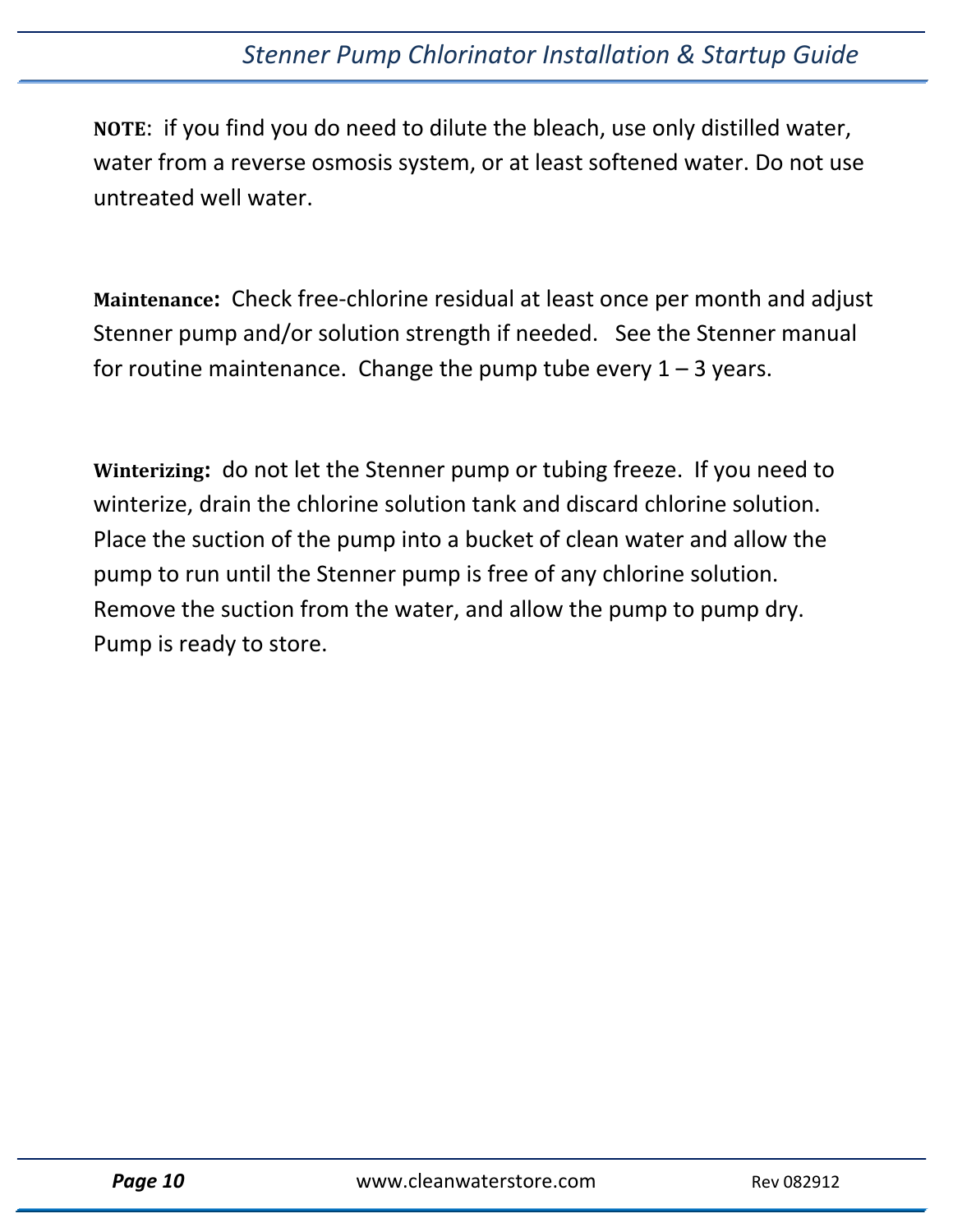**NOTE**: if you find you do need to dilute the bleach, use only distilled water, water from a reverse osmosis system, or at least softened water. Do not use untreated well water.

**Maintenance:** Check free-chlorine residual at least once per month and adjust Stenner pump and/or solution strength if needed. See the Stenner manual for routine maintenance. Change the pump tube every 1 – 3 years.

**Winterizing:** do not let the Stenner pump or tubing freeze. If you need to winterize, drain the chlorine solution tank and discard chlorine solution. Place the suction of the pump into a bucket of clean water and allow the pump to run until the Stenner pump is free of any chlorine solution. Remove the suction from the water, and allow the pump to pump dry. Pump is ready to store.